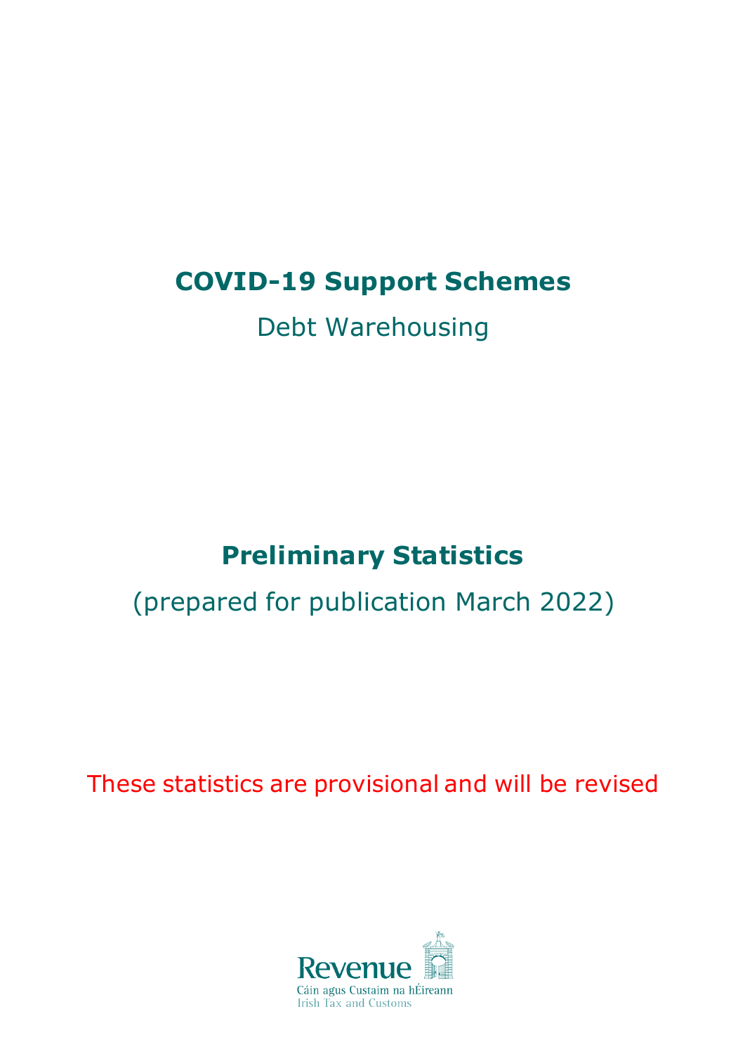# COVID-19 Support Schemes

Debt Warehousing

## Preliminary Statistics

(prepared for publication March 2022)

These statistics are provisional and will be revised

Revenue

Cáin agus Custaim na hÉireann

Irish Tax and Customs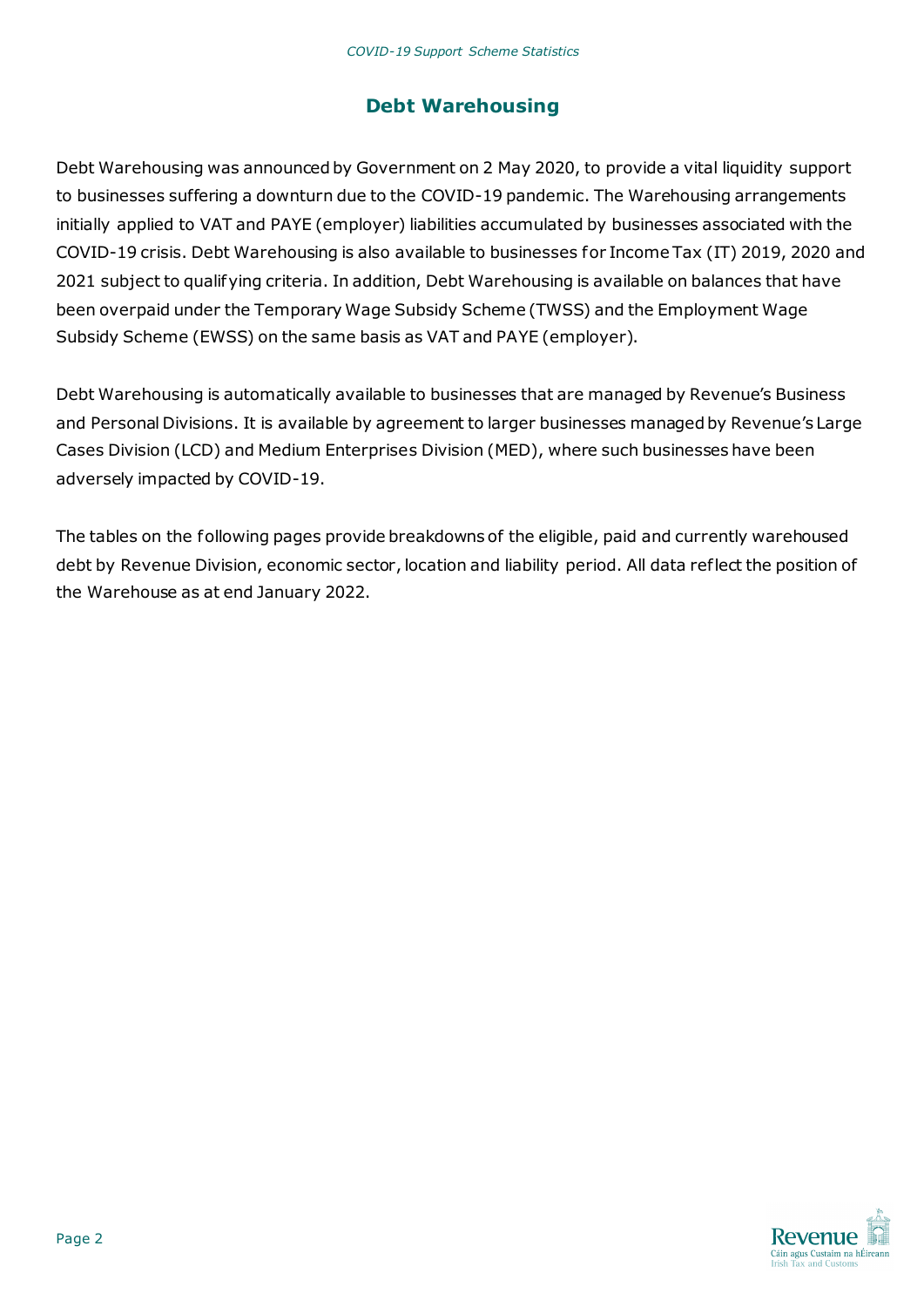# Debt Warehousing

Debt Warehousing was announced by Government on 2 May 2020, to provide a vital liquidity support to businesses suffering a downturn due to the COVID-19 pandemic. The Warehousing arrangements initially applied to VAT and PAYE (employer) liabilities accumulated by businesses associated with the COVID-19 crisis. Debt Warehousing is also available to businesses for Income Tax (IT) 2019, 2020 and 2021 subject to qualifying criteria. In addition, Debt Warehousing is available on balances that have been overpaid under the Temporary Wage Subsidy Scheme (TWSS) and the Employment Wage Subsidy Scheme (EWSS) on the same basis as VAT and PAYE (employer).

Debt Warehousing is automatically available to businesses that are managed by Revenue's Business and Personal Divisions. It is available by agreement to larger businesses managed by Revenue's Large Cases Division (LCD) and Medium Enterprises Division (MED), where such businesses have been adversely impacted by COVID-19.

The tables on the following pages provide breakdowns of the eligible, paid and currently warehoused debt by Revenue Division, economic sector, location and liability period. All data reflect the position of the Warehouse as at end January 2022.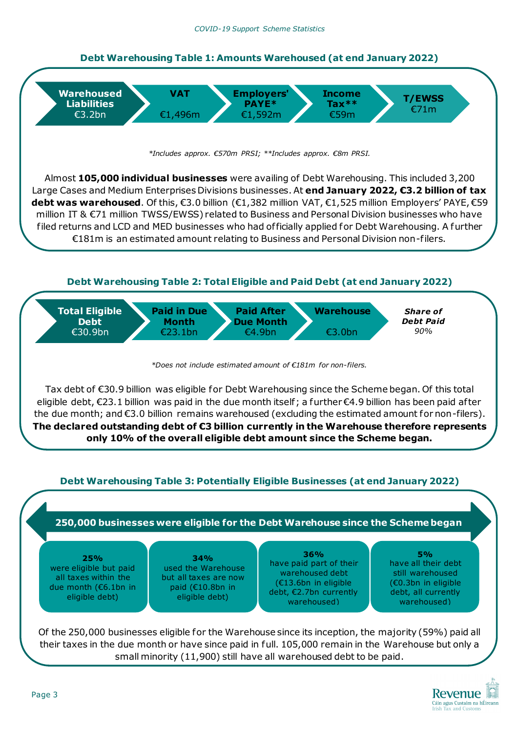### Debt Warehousing Table 1: Amounts Warehoused (at end January 2022)

| Warehoused Liabilities | VAT | Employers' PAYE* | Income Tax** | T/EWSS |
|---|---|---|---|---|
| €3.2bn | €1,496m | €1,592m | €59m | €71m |

*\*Includes approx. €570m PRSI; \*\*Includes approx. €8m PRSI.*

Almost **105,000 individual businesses** were availing of Debt Warehousing. This included 3,200 Large Cases and Medium Enterprises Divisions businesses. At **end January 2022, €3.2 billion of tax debt was warehoused**. Of this, €3.0 billion (€1,382 million VAT, €1,525 million Employers' PAYE, €59 million IT & €71 million TWSS/EWSS) related to Business and Personal Division businesses who have filed returns and LCD and MED businesses who had officially applied for Debt Warehousing. A further €181m is an estimated amount relating to Business and Personal Division non-filers.

### Debt Warehousing Table 2: Total Eligible and Paid Debt (at end January 2022)

| Total Eligible Debt | Paid in Due Month | Paid After Due Month | Warehouse | *Share of Debt Paid* |
|---|---|---|---|---|
| €30.9bn | €23.1bn | €4.9bn | €3.0bn | *90%* |

*\*Does not include estimated amount of €181m for non-filers.*

Tax debt of €30.9 billion was eligible for Debt Warehousing since the Scheme began. Of this total eligible debt, €23.1 billion was paid in the due month itself; a further €4.9 billion has been paid after the due month; and €3.0 billion remains warehoused (excluding the estimated amount for non-filers). **The declared outstanding debt of €3 billion currently in the Warehouse therefore represents only 10% of the overall eligible debt amount since the Scheme began.**

### Debt Warehousing Table 3: Potentially Eligible Businesses (at end January 2022)

**250,000 businesses were eligible for the Debt Warehouse since the Scheme began**

| 25% | 34% | 36% | 5% |
|---|---|---|---|
| were eligible but paid all taxes within the due month (€6.1bn in eligible debt) | used the Warehouse but all taxes are now paid (€10.8bn in eligible debt) | have paid part of their warehoused debt (€13.6bn in eligible debt, €2.7bn currently warehoused) | have all their debt still warehoused (€0.3bn in eligible debt, all currently warehoused) |

Of the 250,000 businesses eligible for the Warehouse since its inception, the majority (59%) paid all their taxes in the due month or have since paid in full. 105,000 remain in the Warehouse but only a small minority (11,900) still have all warehoused debt to be paid.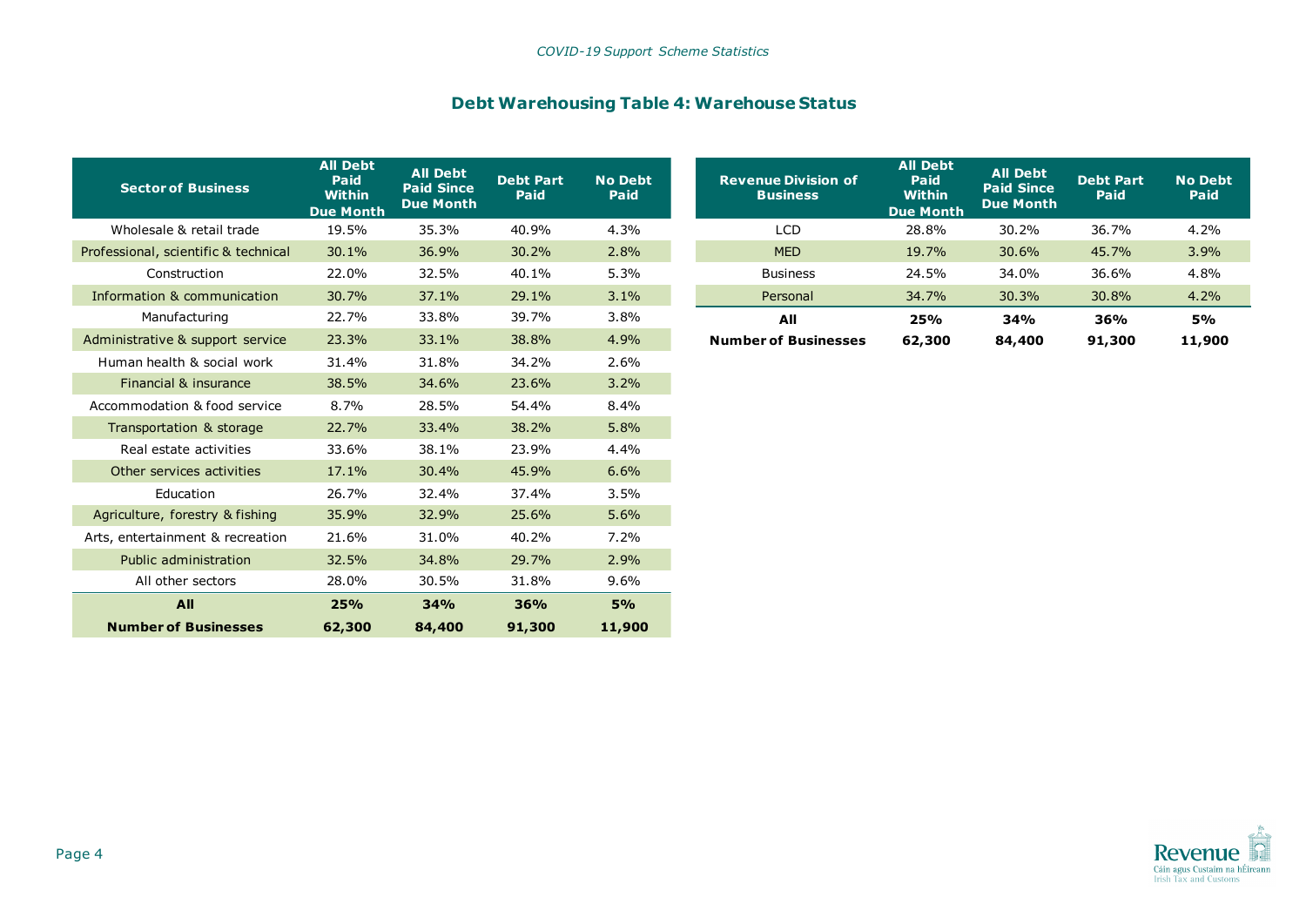## Debt Warehousing Table 4: Warehouse Status

| Sector of Business | All Debt Paid Within Due Month | All Debt Paid Since Due Month | Debt Part Paid | No Debt Paid |
|---|---|---|---|---|
| Wholesale & retail trade | 19.5% | 35.3% | 40.9% | 4.3% |
| Professional, scientific & technical | 30.1% | 36.9% | 30.2% | 2.8% |
| Construction | 22.0% | 32.5% | 40.1% | 5.3% |
| Information & communication | 30.7% | 37.1% | 29.1% | 3.1% |
| Manufacturing | 22.7% | 33.8% | 39.7% | 3.8% |
| Administrative & support service | 23.3% | 33.1% | 38.8% | 4.9% |
| Human health & social work | 31.4% | 31.8% | 34.2% | 2.6% |
| Financial & insurance | 38.5% | 34.6% | 23.6% | 3.2% |
| Accommodation & food service | 8.7% | 28.5% | 54.4% | 8.4% |
| Transportation & storage | 22.7% | 33.4% | 38.2% | 5.8% |
| Real estate activities | 33.6% | 38.1% | 23.9% | 4.4% |
| Other services activities | 17.1% | 30.4% | 45.9% | 6.6% |
| Education | 26.7% | 32.4% | 37.4% | 3.5% |
| Agriculture, forestry & fishing | 35.9% | 32.9% | 25.6% | 5.6% |
| Arts, entertainment & recreation | 21.6% | 31.0% | 40.2% | 7.2% |
| Public administration | 32.5% | 34.8% | 29.7% | 2.9% |
| All other sectors | 28.0% | 30.5% | 31.8% | 9.6% |
| **All** | **25%** | **34%** | **36%** | **5%** |
| **Number of Businesses** | **62,300** | **84,400** | **91,300** | **11,900** |

| Revenue Division of Business | All Debt Paid Within Due Month | All Debt Paid Since Due Month | Debt Part Paid | No Debt Paid |
|---|---|---|---|---|
| LCD | 28.8% | 30.2% | 36.7% | 4.2% |
| MED | 19.7% | 30.6% | 45.7% | 3.9% |
| Business | 24.5% | 34.0% | 36.6% | 4.8% |
| Personal | 34.7% | 30.3% | 30.8% | 4.2% |
| **All** | **25%** | **34%** | **36%** | **5%** |
| **Number of Businesses** | **62,300** | **84,400** | **91,300** | **11,900** |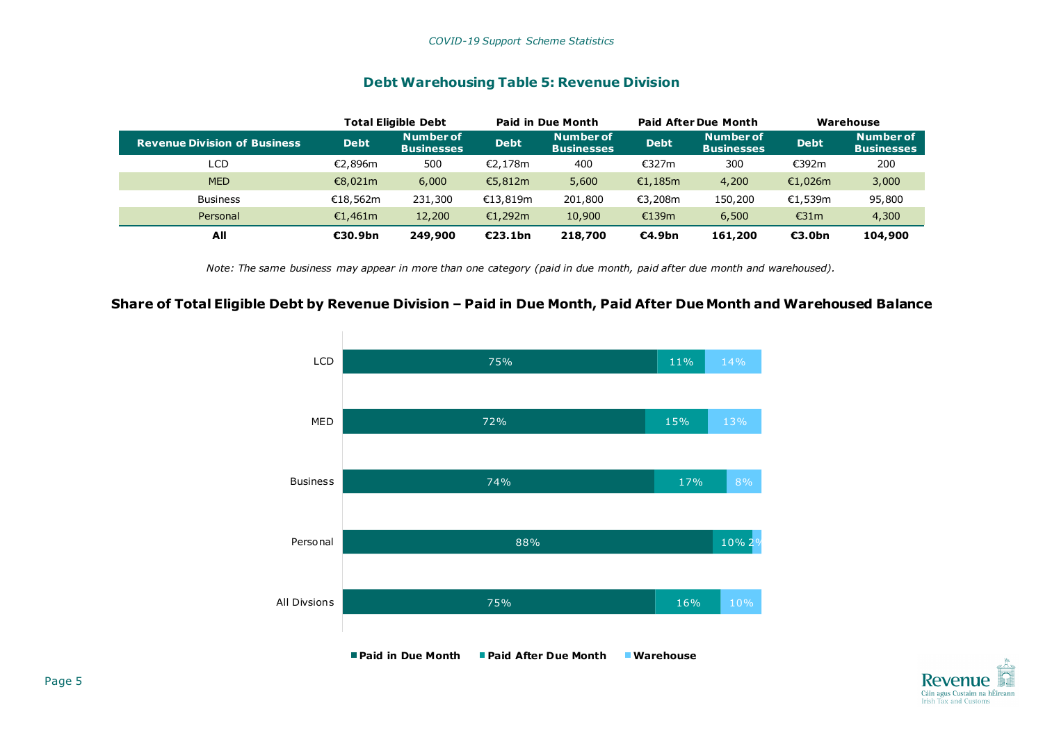## Debt Warehousing Table 5: Revenue Division

| | Total Eligible Debt | | Paid in Due Month | | Paid After Due Month | | Warehouse | |
|---|---|---|---|---|---|---|---|---|
| **Revenue Division of Business** | **Debt** | **Number of Businesses** | **Debt** | **Number of Businesses** | **Debt** | **Number of Businesses** | **Debt** | **Number of Businesses** |
| LCD | €2,896m | 500 | €2,178m | 400 | €327m | 300 | €392m | 200 |
| MED | €8,021m | 6,000 | €5,812m | 5,600 | €1,185m | 4,200 | €1,026m | 3,000 |
| Business | €18,562m | 231,300 | €13,819m | 201,800 | €3,208m | 150,200 | €1,539m | 95,800 |
| Personal | €1,461m | 12,200 | €1,292m | 10,900 | €139m | 6,500 | €31m | 4,300 |
| **All** | **€30.9bn** | **249,900** | **€23.1bn** | **218,700** | **€4.9bn** | **161,200** | **€3.0bn** | **104,900** |

*Note: The same business may appear in more than one category (paid in due month, paid after due month and warehoused).*

### Share of Total Eligible Debt by Revenue Division – Paid in Due Month, Paid After Due Month and Warehoused Balance

| | Paid in Due Month | Paid After Due Month | Warehouse |
|---|---|---|---|
| LCD | 75% | 11% | 14% |
| MED | 72% | 15% | 13% |
| Business | 74% | 17% | 8% |
| Personal | 88% | 10% | 2% |
| All Divsions | 75% | 16% | 10% |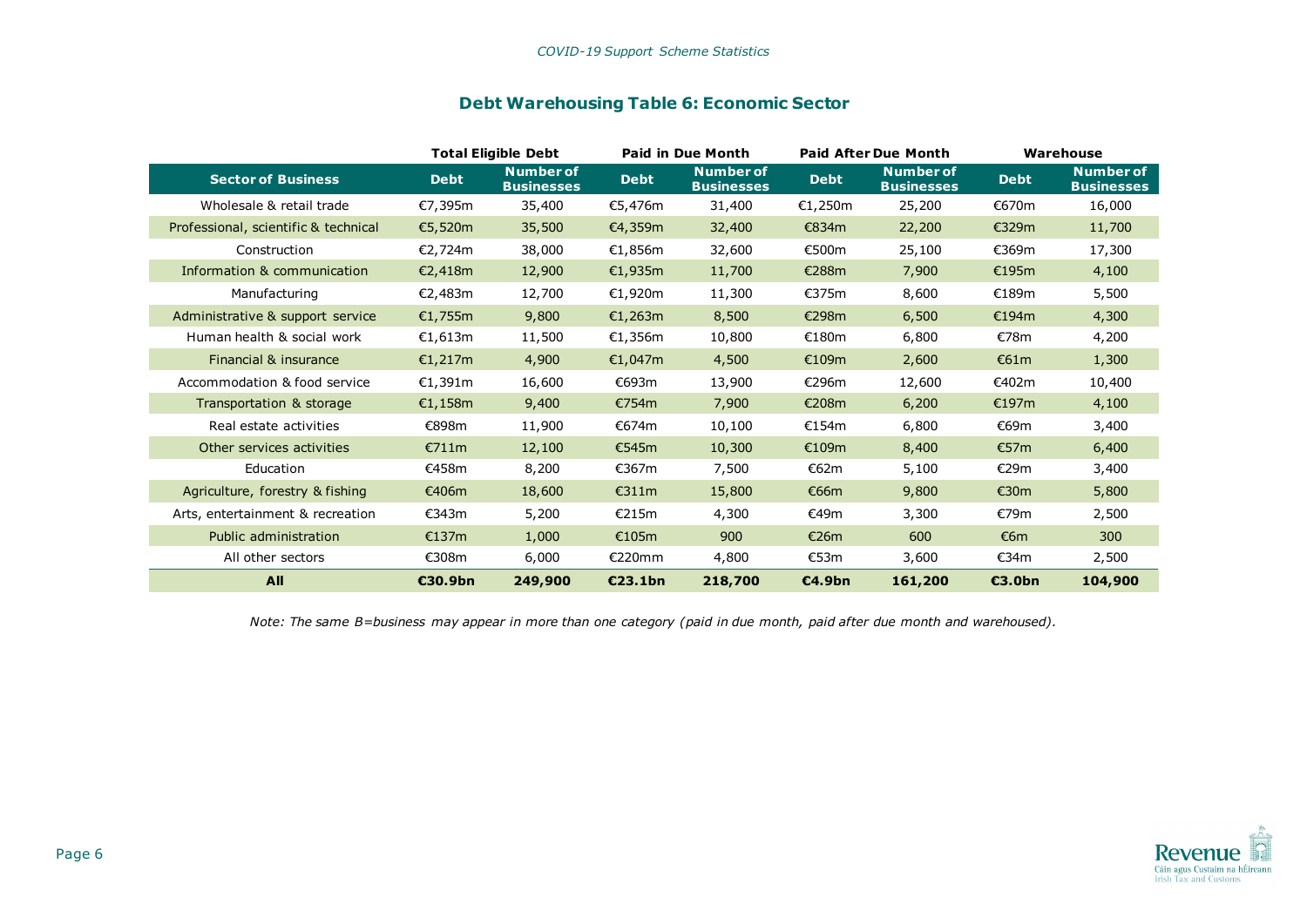## Debt Warehousing Table 6: Economic Sector

| | Total Eligible Debt | | Paid in Due Month | | Paid After Due Month | | Warehouse | |
|---|---|---|---|---|---|---|---|---|
| **Sector of Business** | **Debt** | **Number of Businesses** | **Debt** | **Number of Businesses** | **Debt** | **Number of Businesses** | **Debt** | **Number of Businesses** |
| Wholesale & retail trade | €7,395m | 35,400 | €5,476m | 31,400 | €1,250m | 25,200 | €670m | 16,000 |
| Professional, scientific & technical | €5,520m | 35,500 | €4,359m | 32,400 | €834m | 22,200 | €329m | 11,700 |
| Construction | €2,724m | 38,000 | €1,856m | 32,600 | €500m | 25,100 | €369m | 17,300 |
| Information & communication | €2,418m | 12,900 | €1,935m | 11,700 | €288m | 7,900 | €195m | 4,100 |
| Manufacturing | €2,483m | 12,700 | €1,920m | 11,300 | €375m | 8,600 | €189m | 5,500 |
| Administrative & support service | €1,755m | 9,800 | €1,263m | 8,500 | €298m | 6,500 | €194m | 4,300 |
| Human health & social work | €1,613m | 11,500 | €1,356m | 10,800 | €180m | 6,800 | €78m | 4,200 |
| Financial & insurance | €1,217m | 4,900 | €1,047m | 4,500 | €109m | 2,600 | €61m | 1,300 |
| Accommodation & food service | €1,391m | 16,600 | €693m | 13,900 | €296m | 12,600 | €402m | 10,400 |
| Transportation & storage | €1,158m | 9,400 | €754m | 7,900 | €208m | 6,200 | €197m | 4,100 |
| Real estate activities | €898m | 11,900 | €674m | 10,100 | €154m | 6,800 | €69m | 3,400 |
| Other services activities | €711m | 12,100 | €545m | 10,300 | €109m | 8,400 | €57m | 6,400 |
| Education | €458m | 8,200 | €367m | 7,500 | €62m | 5,100 | €29m | 3,400 |
| Agriculture, forestry & fishing | €406m | 18,600 | €311m | 15,800 | €66m | 9,800 | €30m | 5,800 |
| Arts, entertainment & recreation | €343m | 5,200 | €215m | 4,300 | €49m | 3,300 | €79m | 2,500 |
| Public administration | €137m | 1,000 | €105m | 900 | €26m | 600 | €6m | 300 |
| All other sectors | €308m | 6,000 | €220mm | 4,800 | €53m | 3,600 | €34m | 2,500 |
| **All** | **€30.9bn** | **249,900** | **€23.1bn** | **218,700** | **€4.9bn** | **161,200** | **€3.0bn** | **104,900** |

*Note: The same B=business may appear in more than one category (paid in due month, paid after due month and warehoused).*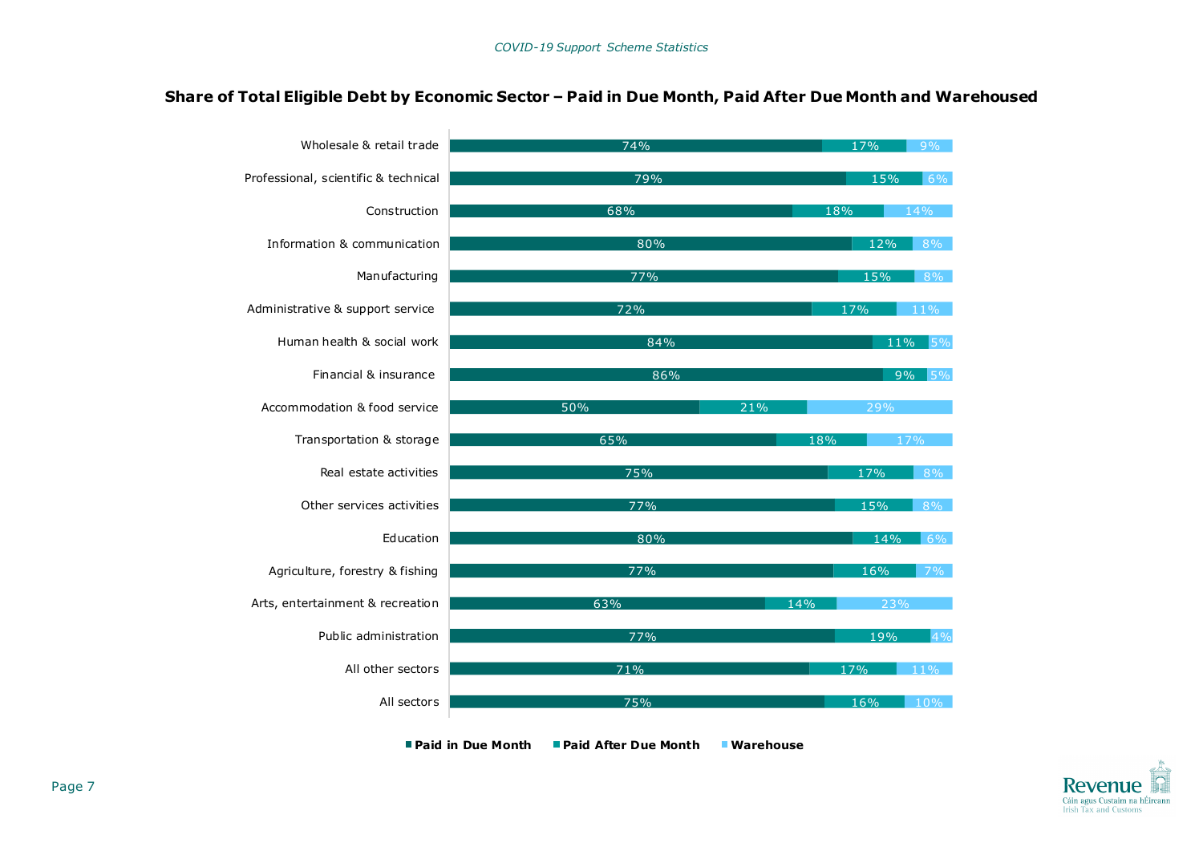## Share of Total Eligible Debt by Economic Sector – Paid in Due Month, Paid After Due Month and Warehoused

| Economic Sector | Paid in Due Month | Paid After Due Month | Warehouse |
| --- | --- | --- | --- |
| Wholesale & retail trade | 74% | 17% | 9% |
| Professional, scientific & technical | 79% | 15% | 6% |
| Construction | 68% | 18% | 14% |
| Information & communication | 80% | 12% | 8% |
| Manufacturing | 77% | 15% | 8% |
| Administrative & support service | 72% | 17% | 11% |
| Human health & social work | 84% | 11% | 5% |
| Financial & insurance | 86% | 9% | 5% |
| Accommodation & food service | 50% | 21% | 29% |
| Transportation & storage | 65% | 18% | 17% |
| Real estate activities | 75% | 17% | 8% |
| Other services activities | 77% | 15% | 8% |
| Education | 80% | 14% | 6% |
| Agriculture, forestry & fishing | 77% | 16% | 7% |
| Arts, entertainment & recreation | 63% | 14% | 23% |
| Public administration | 77% | 19% | 4% |
| All other sectors | 71% | 17% | 11% |
| All sectors | 75% | 16% | 10% |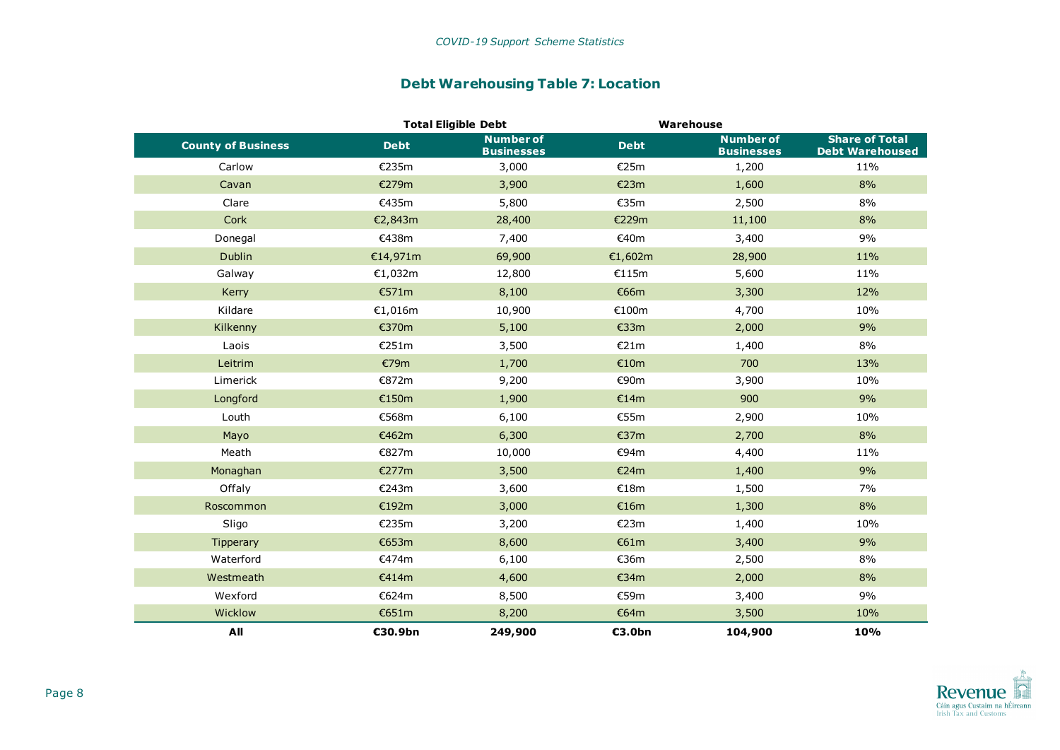## Debt Warehousing Table 7: Location

| | Total Eligible Debt | | Warehouse | | |
|---|---|---|---|---|---|
| **County of Business** | **Debt** | **Number of Businesses** | **Debt** | **Number of Businesses** | **Share of Total Debt Warehoused** |
| Carlow | €235m | 3,000 | €25m | 1,200 | 11% |
| Cavan | €279m | 3,900 | €23m | 1,600 | 8% |
| Clare | €435m | 5,800 | €35m | 2,500 | 8% |
| Cork | €2,843m | 28,400 | €229m | 11,100 | 8% |
| Donegal | €438m | 7,400 | €40m | 3,400 | 9% |
| Dublin | €14,971m | 69,900 | €1,602m | 28,900 | 11% |
| Galway | €1,032m | 12,800 | €115m | 5,600 | 11% |
| Kerry | €571m | 8,100 | €66m | 3,300 | 12% |
| Kildare | €1,016m | 10,900 | €100m | 4,700 | 10% |
| Kilkenny | €370m | 5,100 | €33m | 2,000 | 9% |
| Laois | €251m | 3,500 | €21m | 1,400 | 8% |
| Leitrim | €79m | 1,700 | €10m | 700 | 13% |
| Limerick | €872m | 9,200 | €90m | 3,900 | 10% |
| Longford | €150m | 1,900 | €14m | 900 | 9% |
| Louth | €568m | 6,100 | €55m | 2,900 | 10% |
| Mayo | €462m | 6,300 | €37m | 2,700 | 8% |
| Meath | €827m | 10,000 | €94m | 4,400 | 11% |
| Monaghan | €277m | 3,500 | €24m | 1,400 | 9% |
| Offaly | €243m | 3,600 | €18m | 1,500 | 7% |
| Roscommon | €192m | 3,000 | €16m | 1,300 | 8% |
| Sligo | €235m | 3,200 | €23m | 1,400 | 10% |
| Tipperary | €653m | 8,600 | €61m | 3,400 | 9% |
| Waterford | €474m | 6,100 | €36m | 2,500 | 8% |
| Westmeath | €414m | 4,600 | €34m | 2,000 | 8% |
| Wexford | €624m | 8,500 | €59m | 3,400 | 9% |
| Wicklow | €651m | 8,200 | €64m | 3,500 | 10% |
| **All** | **€30.9bn** | **249,900** | **€3.0bn** | **104,900** | **10%** |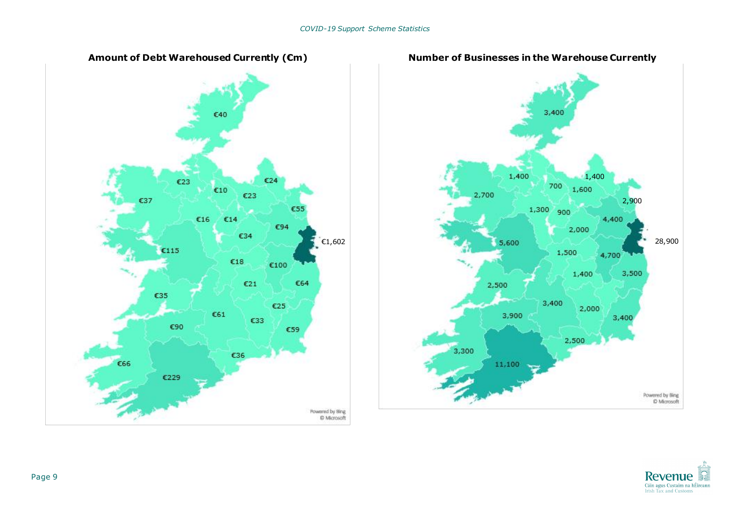**Amount of Debt Warehoused Currently (€m)**

€40

€23

€24

€10

€37

€23

€55

€16

€14

€94

€34

€1,602

€115

€18

€100

€21

€64

€35

€25

€61

€33

€90

€59

€36

€66

€229

Powered by Bing
© Microsoft

**Number of Businesses in the Warehouse Currently**

3,400

1,400

1,400

700

1,600

2,700

2,900

1,300

900

4,400

2,000

5,600

28,900

1,500

4,700

1,400

3,500

2,500

3,400

2,000

3,900

3,400

2,500

3,300

11,100

Powered by Bing
© Microsoft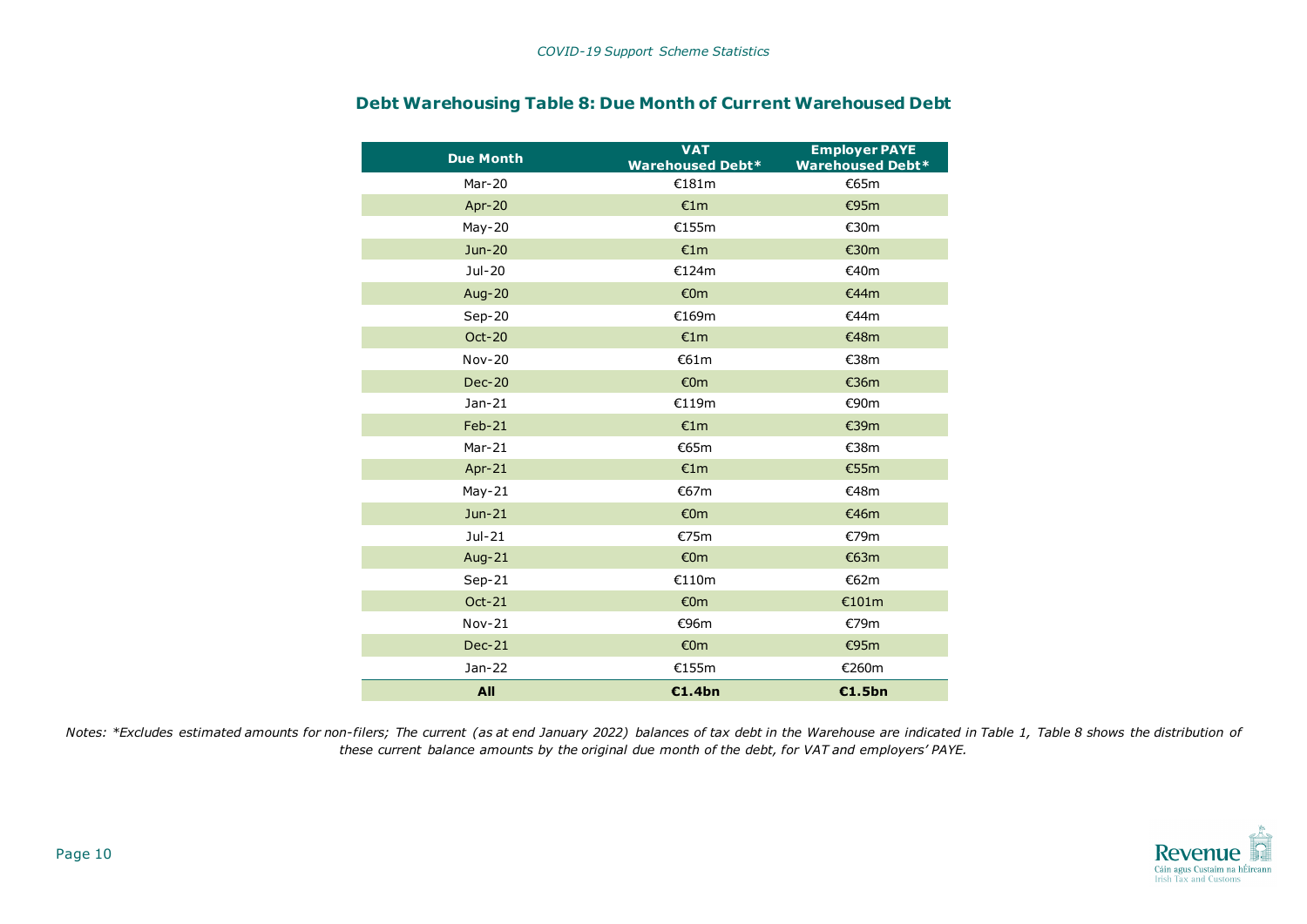## Debt Warehousing Table 8: Due Month of Current Warehoused Debt

| Due Month | VAT Warehoused Debt* | Employer PAYE Warehoused Debt* |
|---|---|---|
| Mar-20 | €181m | €65m |
| Apr-20 | €1m | €95m |
| May-20 | €155m | €30m |
| Jun-20 | €1m | €30m |
| Jul-20 | €124m | €40m |
| Aug-20 | €0m | €44m |
| Sep-20 | €169m | €44m |
| Oct-20 | €1m | €48m |
| Nov-20 | €61m | €38m |
| Dec-20 | €0m | €36m |
| Jan-21 | €119m | €90m |
| Feb-21 | €1m | €39m |
| Mar-21 | €65m | €38m |
| Apr-21 | €1m | €55m |
| May-21 | €67m | €48m |
| Jun-21 | €0m | €46m |
| Jul-21 | €75m | €79m |
| Aug-21 | €0m | €63m |
| Sep-21 | €110m | €62m |
| Oct-21 | €0m | €101m |
| Nov-21 | €96m | €79m |
| Dec-21 | €0m | €95m |
| Jan-22 | €155m | €260m |
| **All** | **€1.4bn** | **€1.5bn** |

*Notes: *Excludes estimated amounts for non-filers; The current (as at end January 2022) balances of tax debt in the Warehouse are indicated in Table 1, Table 8 shows the distribution of these current balance amounts by the original due month of the debt, for VAT and employers' PAYE.*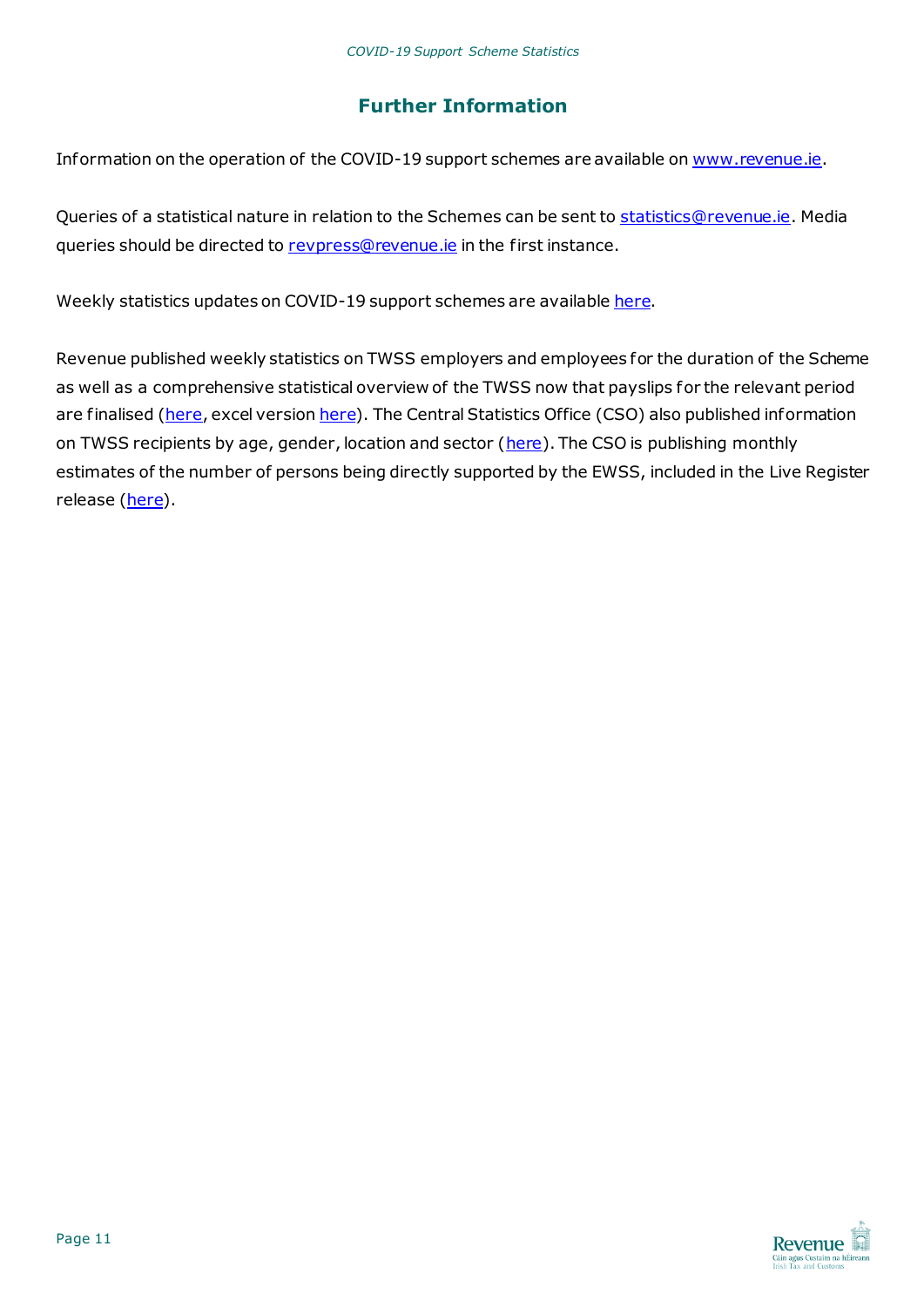## Further Information

Information on the operation of the COVID-19 support schemes are available on www.revenue.ie.

Queries of a statistical nature in relation to the Schemes can be sent to statistics@revenue.ie. Media queries should be directed to revpress@revenue.ie in the first instance.

Weekly statistics updates on COVID-19 support schemes are available here.

Revenue published weekly statistics on TWSS employers and employees for the duration of the Scheme as well as a comprehensive statistical overview of the TWSS now that payslips for the relevant period are finalised (here, excel version here). The Central Statistics Office (CSO) also published information on TWSS recipients by age, gender, location and sector (here). The CSO is publishing monthly estimates of the number of persons being directly supported by the EWSS, included in the Live Register release (here).